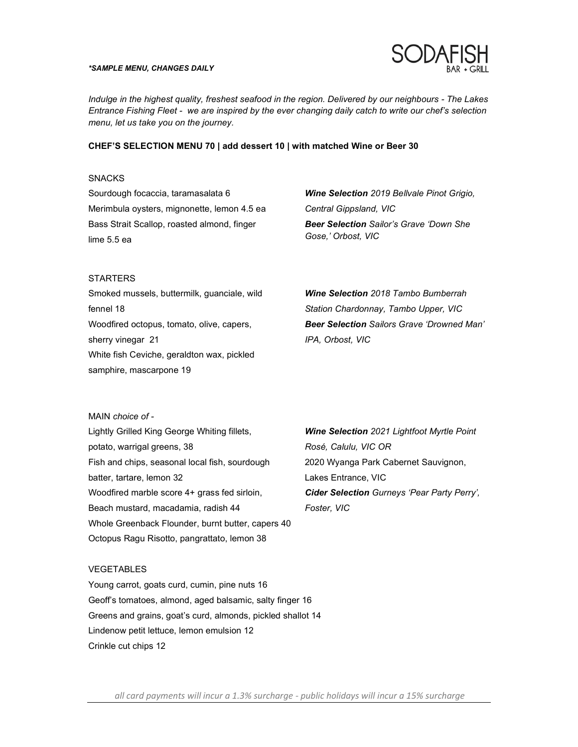*\*SAMPLE MENU, CHANGES DAILY*

# SODAFISH
BAR + GRILL

*Indulge in the highest quality, freshest seafood in the region. Delivered by our neighbours - The Lakes Entrance Fishing Fleet - we are inspired by the ever changing daily catch to write our chef's selection menu, let us take you on the journey.*

**CHEF'S SELECTION MENU 70 | add dessert 10 | with matched Wine or Beer 30**

## SNACKS

Sourdough focaccia, taramasalata 6
Merimbula oysters, mignonette, lemon 4.5 ea
Bass Strait Scallop, roasted almond, finger lime 5.5 ea

***Wine Selection*** *2019 Bellvale Pinot Grigio, Central Gippsland, VIC*
***Beer Selection*** *Sailor's Grave 'Down She Gose,' Orbost, VIC*

## STARTERS

Smoked mussels, buttermilk, guanciale, wild fennel 18
Woodfired octopus, tomato, olive, capers, sherry vinegar 21
White fish Ceviche, geraldton wax, pickled samphire, mascarpone 19

***Wine Selection*** *2018 Tambo Bumberrah Station Chardonnay, Tambo Upper, VIC*
***Beer Selection*** *Sailors Grave 'Drowned Man' IPA, Orbost, VIC*

## MAIN *choice of -*

Lightly Grilled King George Whiting fillets, potato, warrigal greens, 38
Fish and chips, seasonal local fish, sourdough batter, tartare, lemon 32
Woodfired marble score 4+ grass fed sirloin, Beach mustard, macadamia, radish 44
Whole Greenback Flounder, burnt butter, capers 40
Octopus Ragu Risotto, pangrattato, lemon 38

***Wine Selection*** *2021 Lightfoot Myrtle Point Rosé, Calulu, VIC OR*
2020 Wyanga Park Cabernet Sauvignon, Lakes Entrance, VIC
***Cider Selection*** *Gurneys 'Pear Party Perry', Foster, VIC*

## VEGETABLES

Young carrot, goats curd, cumin, pine nuts 16
Geoff's tomatoes, almond, aged balsamic, salty finger 16
Greens and grains, goat's curd, almonds, pickled shallot 14
Lindenow petit lettuce, lemon emulsion 12
Crinkle cut chips 12

*all card payments will incur a 1.3% surcharge - public holidays will incur a 15% surcharge*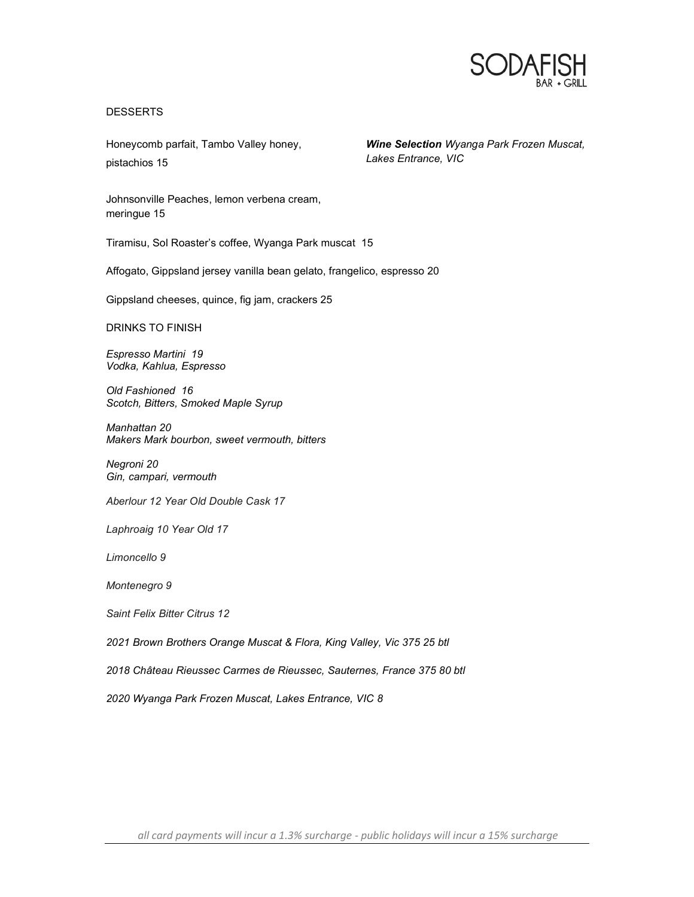# SODAFISH

BAR + GRILL

## DESSERTS

Honeycomb parfait, Tambo Valley honey, pistachios 15

***Wine Selection** Wyanga Park Frozen Muscat, Lakes Entrance, VIC*

Johnsonville Peaches, lemon verbena cream, meringue 15

Tiramisu, Sol Roaster's coffee, Wyanga Park muscat 15

Affogato, Gippsland jersey vanilla bean gelato, frangelico, espresso 20

Gippsland cheeses, quince, fig jam, crackers 25

## DRINKS TO FINISH

*Espresso Martini 19*
*Vodka, Kahlua, Espresso*

*Old Fashioned 16*
*Scotch, Bitters, Smoked Maple Syrup*

*Manhattan 20*
*Makers Mark bourbon, sweet vermouth, bitters*

*Negroni 20*
*Gin, campari, vermouth*

*Aberlour 12 Year Old Double Cask 17*

*Laphroaig 10 Year Old 17*

*Limoncello 9*

*Montenegro 9*

*Saint Felix Bitter Citrus 12*

*2021 Brown Brothers Orange Muscat & Flora, King Valley, Vic 375 25 btl*

*2018 Château Rieussec Carmes de Rieussec, Sauternes, France 375 80 btl*

*2020 Wyanga Park Frozen Muscat, Lakes Entrance, VIC 8*

*all card payments will incur a 1.3% surcharge - public holidays will incur a 15% surcharge*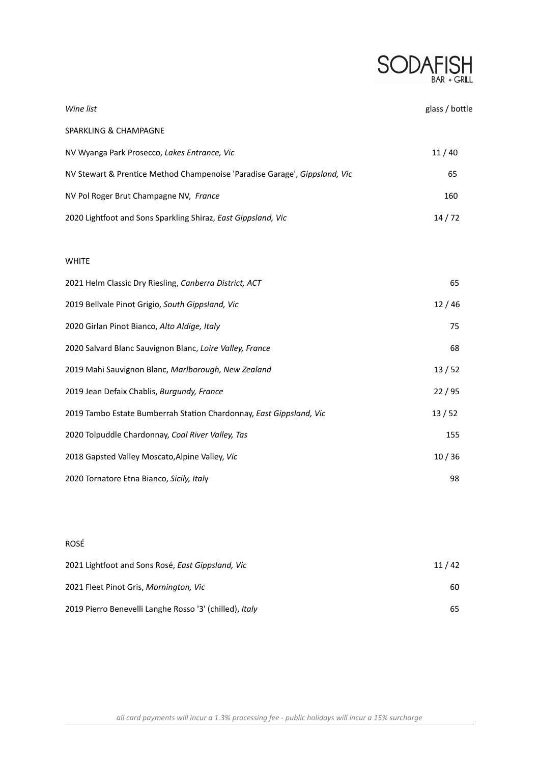# SODAFISH
BAR + GRILL

| *Wine list* | glass / bottle |
|---|---|
| **SPARKLING & CHAMPAGNE** | |
| NV Wyanga Park Prosecco, *Lakes Entrance, Vic* | 11 / 40 |
| NV Stewart & Prentice Method Champenoise 'Paradise Garage', *Gippsland, Vic* | 65 |
| NV Pol Roger Brut Champagne NV, *France* | 160 |
| 2020 Lightfoot and Sons Sparkling Shiraz, *East Gippsland, Vic* | 14 / 72 |
| **WHITE** | |
| 2021 Helm Classic Dry Riesling, *Canberra District, ACT* | 65 |
| 2019 Bellvale Pinot Grigio, *South Gippsland, Vic* | 12 / 46 |
| 2020 Girlan Pinot Bianco, *Alto Aldige, Italy* | 75 |
| 2020 Salvard Blanc Sauvignon Blanc, *Loire Valley, France* | 68 |
| 2019 Mahi Sauvignon Blanc, *Marlborough, New Zealand* | 13 / 52 |
| 2019 Jean Defaix Chablis, *Burgundy, France* | 22 / 95 |
| 2019 Tambo Estate Bumberrah Station Chardonnay, *East Gippsland, Vic* | 13 / 52 |
| 2020 Tolpuddle Chardonnay, *Coal River Valley, Tas* | 155 |
| 2018 Gapsted Valley Moscato,Alpine Valley, *Vic* | 10 / 36 |
| 2020 Tornatore Etna Bianco, *Sicily, Italy* | 98 |
| **ROSÉ** | |
| 2021 Lightfoot and Sons Rosé, *East Gippsland, Vic* | 11 / 42 |
| 2021 Fleet Pinot Gris, *Mornington, Vic* | 60 |
| 2019 Pierro Benevelli Langhe Rosso '3' (chilled), *Italy* | 65 |

*all card payments will incur a 1.3% processing fee - public holidays will incur a 15% surcharge*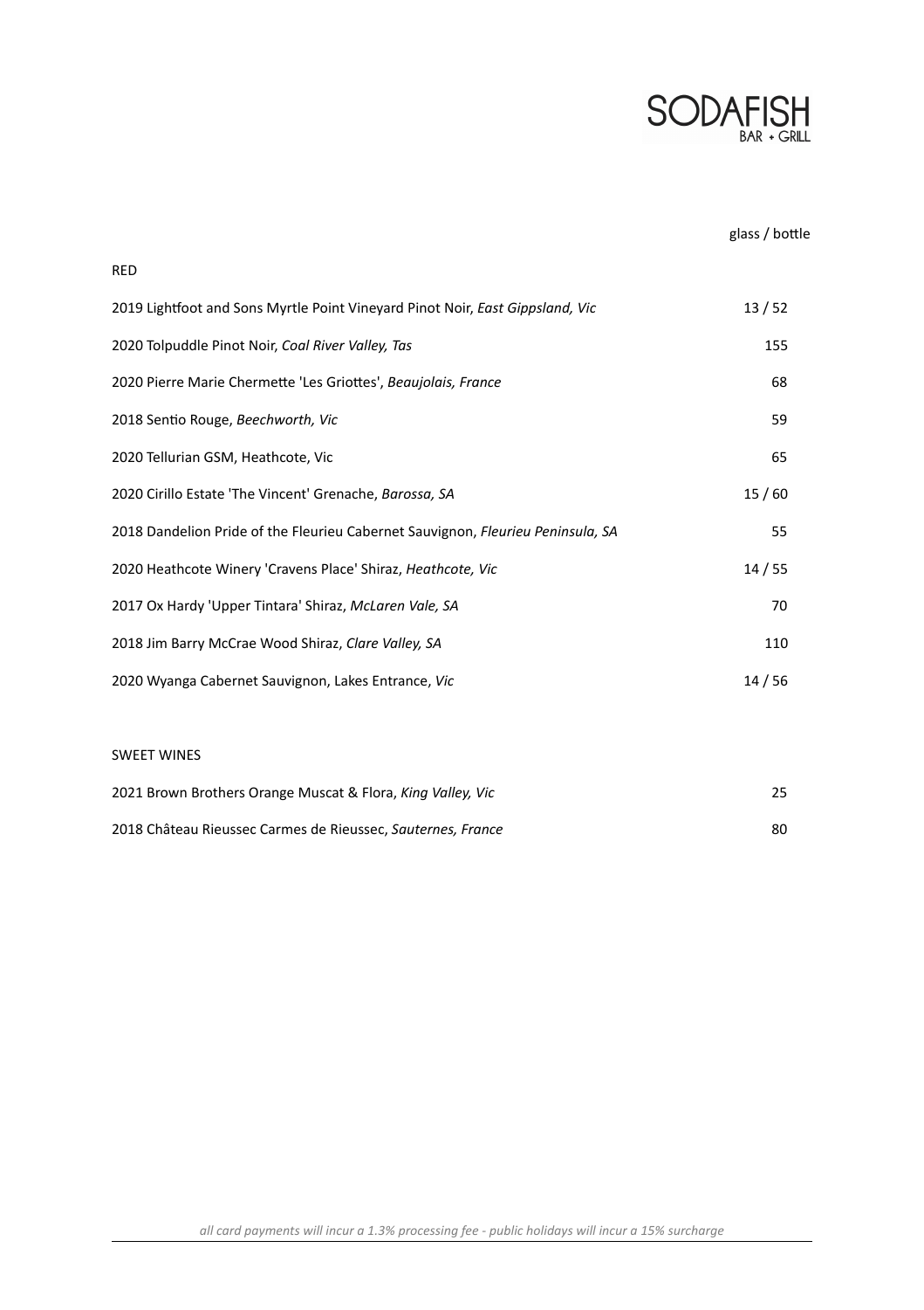# SODAFISH
BAR + GRILL

| | glass / bottle |
|---|---|
| **RED** | |
| 2019 Lightfoot and Sons Myrtle Point Vineyard Pinot Noir, *East Gippsland, Vic* | 13 / 52 |
| 2020 Tolpuddle Pinot Noir, *Coal River Valley, Tas* | 155 |
| 2020 Pierre Marie Chermette 'Les Griottes', *Beaujolais, France* | 68 |
| 2018 Sentio Rouge, *Beechworth, Vic* | 59 |
| 2020 Tellurian GSM, Heathcote, Vic | 65 |
| 2020 Cirillo Estate 'The Vincent' Grenache, *Barossa, SA* | 15 / 60 |
| 2018 Dandelion Pride of the Fleurieu Cabernet Sauvignon, *Fleurieu Peninsula, SA* | 55 |
| 2020 Heathcote Winery 'Cravens Place' Shiraz, *Heathcote, Vic* | 14 / 55 |
| 2017 Ox Hardy 'Upper Tintara' Shiraz, *McLaren Vale, SA* | 70 |
| 2018 Jim Barry McCrae Wood Shiraz, *Clare Valley, SA* | 110 |
| 2020 Wyanga Cabernet Sauvignon, Lakes Entrance, *Vic* | 14 / 56 |
| **SWEET WINES** | |
| 2021 Brown Brothers Orange Muscat & Flora, *King Valley, Vic* | 25 |
| 2018 Château Rieussec Carmes de Rieussec, *Sauternes, France* | 80 |

*all card payments will incur a 1.3% processing fee - public holidays will incur a 15% surcharge*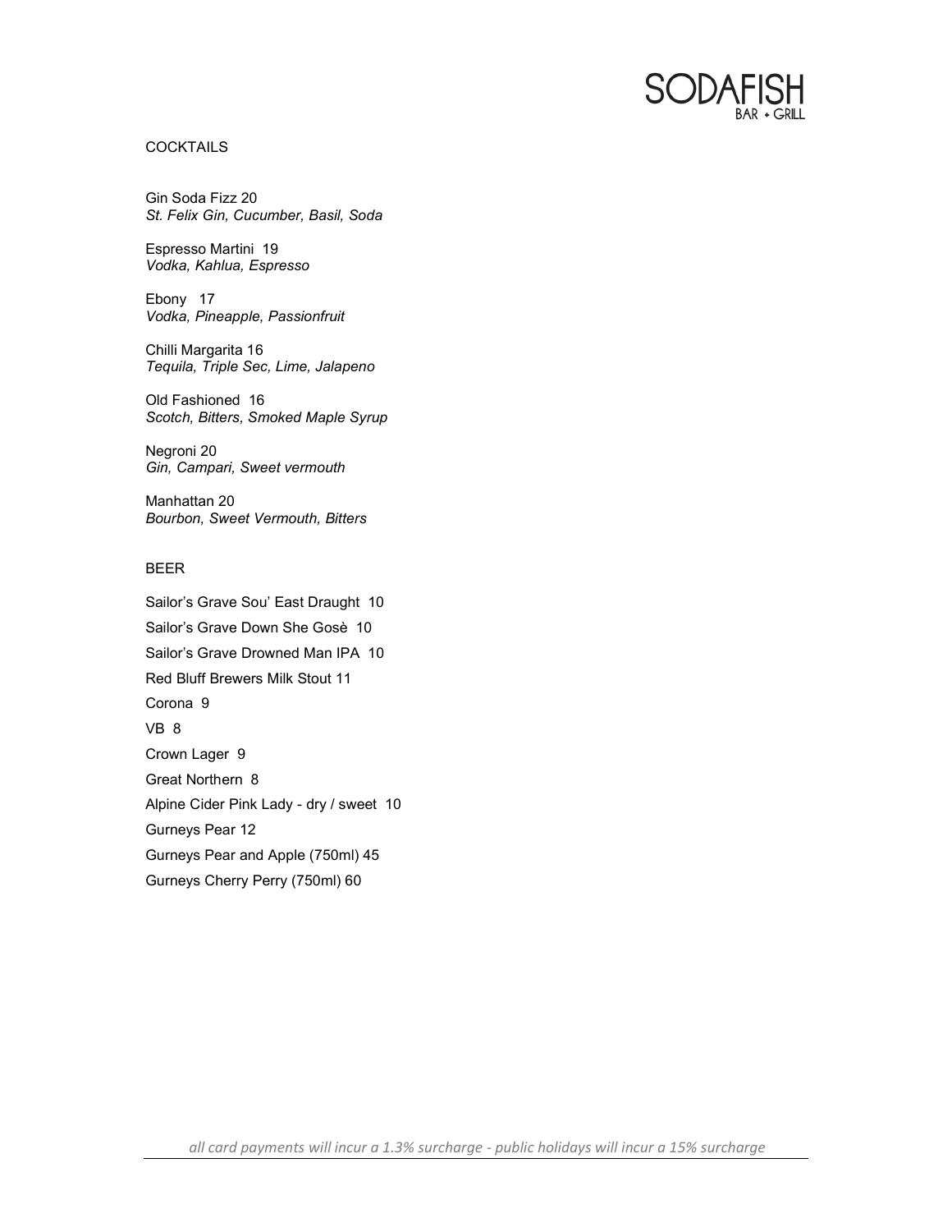# SODAFISH
BAR + GRILL

## COCKTAILS

Gin Soda Fizz 20
*St. Felix Gin, Cucumber, Basil, Soda*

Espresso Martini 19
*Vodka, Kahlua, Espresso*

Ebony 17
*Vodka, Pineapple, Passionfruit*

Chilli Margarita 16
*Tequila, Triple Sec, Lime, Jalapeno*

Old Fashioned 16
*Scotch, Bitters, Smoked Maple Syrup*

Negroni 20
*Gin, Campari, Sweet vermouth*

Manhattan 20
*Bourbon, Sweet Vermouth, Bitters*

## BEER

Sailor's Grave Sou' East Draught 10

Sailor's Grave Down She Gosè 10

Sailor's Grave Drowned Man IPA 10

Red Bluff Brewers Milk Stout 11

Corona 9

VB 8

Crown Lager 9

Great Northern 8

Alpine Cider Pink Lady - dry / sweet 10

Gurneys Pear 12

Gurneys Pear and Apple (750ml) 45

Gurneys Cherry Perry (750ml) 60

*all card payments will incur a 1.3% surcharge - public holidays will incur a 15% surcharge*